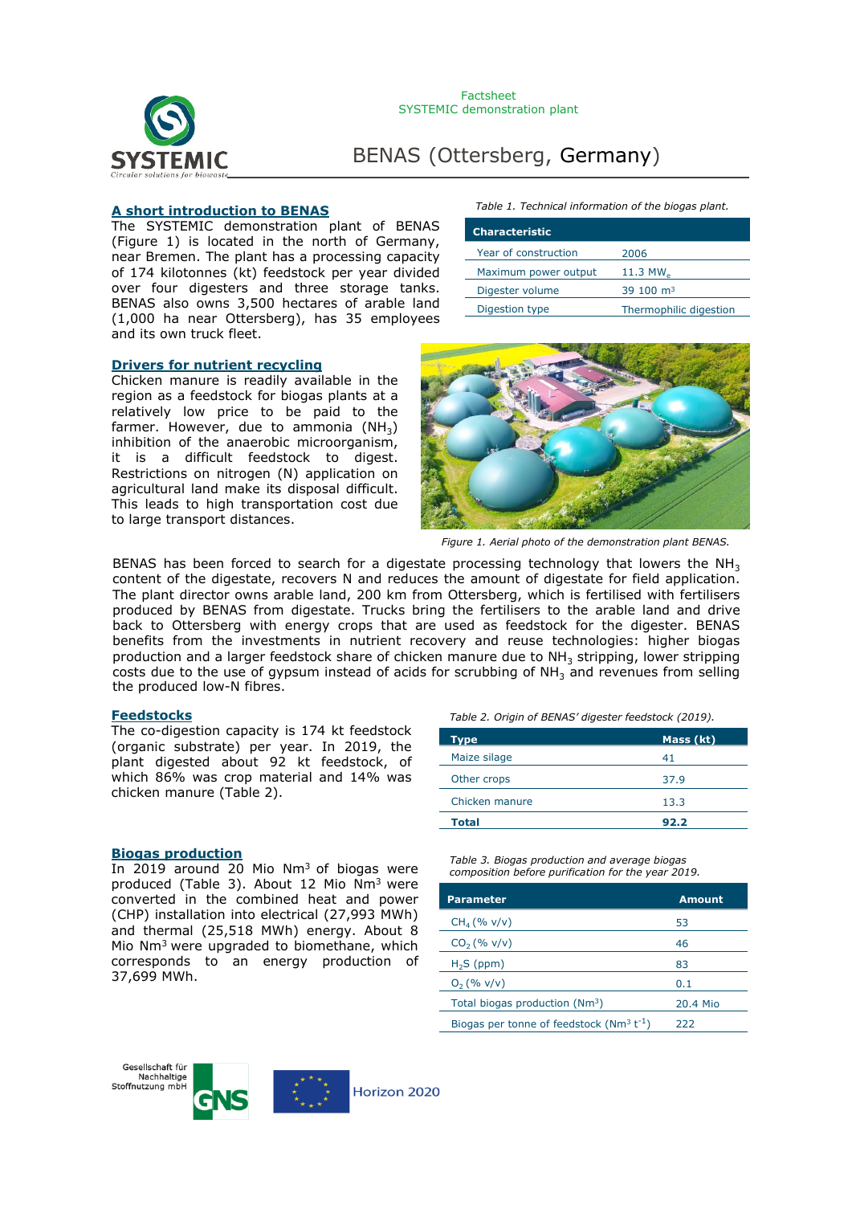Factsheet
SYSTEMIC demonstration plant

# BENAS (Ottersberg, Germany)

## A short introduction to BENAS

The SYSTEMIC demonstration plant of BENAS (Figure 1) is located in the north of Germany, near Bremen. The plant has a processing capacity of 174 kilotonnes (kt) feedstock per year divided over four digesters and three storage tanks. BENAS also owns 3,500 hectares of arable land (1,000 ha near Ottersberg), has 35 employees and its own truck fleet.

*Table 1. Technical information of the biogas plant.*

| Characteristic | |
|---|---|
| Year of construction | 2006 |
| Maximum power output | 11.3 $MW_e$ |
| Digester volume | 39 100 $m^3$ |
| Digestion type | Thermophilic digestion |

## Drivers for nutrient recycling

Chicken manure is readily available in the region as a feedstock for biogas plants at a relatively low price to be paid to the farmer. However, due to ammonia ($NH_3$) inhibition of the anaerobic microorganism, it is a difficult feedstock to digest. Restrictions on nitrogen (N) application on agricultural land make its disposal difficult. This leads to high transportation cost due to large transport distances.

*Figure 1. Aerial photo of the demonstration plant BENAS.*

BENAS has been forced to search for a digestate processing technology that lowers the $NH_3$ content of the digestate, recovers N and reduces the amount of digestate for field application. The plant director owns arable land, 200 km from Ottersberg, which is fertilised with fertilisers produced by BENAS from digestate. Trucks bring the fertilisers to the arable land and drive back to Ottersberg with energy crops that are used as feedstock for the digester. BENAS benefits from the investments in nutrient recovery and reuse technologies: higher biogas production and a larger feedstock share of chicken manure due to $NH_3$ stripping, lower stripping costs due to the use of gypsum instead of acids for scrubbing of $NH_3$ and revenues from selling the produced low-N fibres.

## Feedstocks

The co-digestion capacity is 174 kt feedstock (organic substrate) per year. In 2019, the plant digested about 92 kt feedstock, of which 86% was crop material and 14% was chicken manure (Table 2).

*Table 2. Origin of BENAS' digester feedstock (2019).*

| Type | Mass (kt) |
|---|---|
| Maize silage | 41 |
| Other crops | 37.9 |
| Chicken manure | 13.3 |
| **Total** | **92.2** |

## Biogas production

In 2019 around 20 Mio $Nm^3$ of biogas were produced (Table 3). About 12 Mio $Nm^3$ were converted in the combined heat and power (CHP) installation into electrical (27,993 MWh) and thermal (25,518 MWh) energy. About 8 Mio $Nm^3$ were upgraded to biomethane, which corresponds to an energy production of 37,699 MWh.

*Table 3. Biogas production and average biogas composition before purification for the year 2019.*

| Parameter | Amount |
|---|---|
| $CH_4$ (% v/v) | 53 |
| $CO_2$ (% v/v) | 46 |
| $H_2S$ (ppm) | 83 |
| $O_2$ (% v/v) | 0.1 |
| Total biogas production ($Nm^3$) | 20.4 Mio |
| Biogas per tonne of feedstock ($Nm^3$ $t^{-1}$) | 222 |

Gesellschaft für Nachhaltige Stoffnutzung mbH GNS

Horizon 2020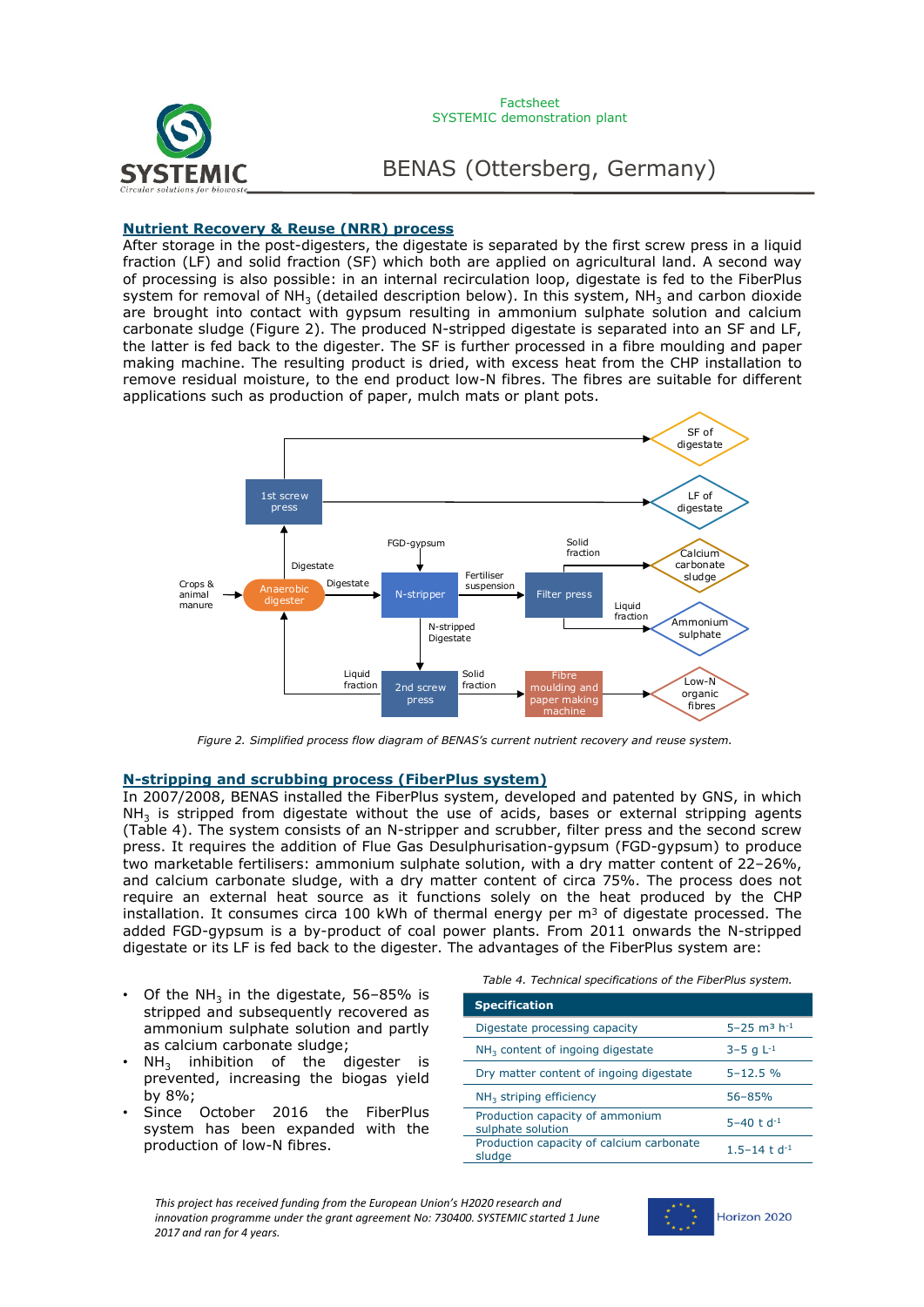## Nutrient Recovery & Reuse (NRR) process

After storage in the post-digesters, the digestate is separated by the first screw press in a liquid fraction (LF) and solid fraction (SF) which both are applied on agricultural land. A second way of processing is also possible: in an internal recirculation loop, digestate is fed to the FiberPlus system for removal of $NH_3$ (detailed description below). In this system, $NH_3$ and carbon dioxide are brought into contact with gypsum resulting in ammonium sulphate solution and calcium carbonate sludge (Figure 2). The produced N-stripped digestate is separated into an SF and LF, the latter is fed back to the digester. The SF is further processed in a fibre moulding and paper making machine. The resulting product is dried, with excess heat from the CHP installation to remove residual moisture, to the end product low-N fibres. The fibres are suitable for different applications such as production of paper, mulch mats or plant pots.

*Figure 2. Simplified process flow diagram of BENAS's current nutrient recovery and reuse system.*

## N-stripping and scrubbing process (FiberPlus system)

In 2007/2008, BENAS installed the FiberPlus system, developed and patented by GNS, in which $NH_3$ is stripped from digestate without the use of acids, bases or external stripping agents (Table 4). The system consists of an N-stripper and scrubber, filter press and the second screw press. It requires the addition of Flue Gas Desulphurisation-gypsum (FGD-gypsum) to produce two marketable fertilisers: ammonium sulphate solution, with a dry matter content of 22–26%, and calcium carbonate sludge, with a dry matter content of circa 75%. The process does not require an external heat source as it functions solely on the heat produced by the CHP installation. It consumes circa 100 kWh of thermal energy per m³ of digestate processed. The added FGD-gypsum is a by-product of coal power plants. From 2011 onwards the N-stripped digestate or its LF is fed back to the digester. The advantages of the FiberPlus system are:

- Of the $NH_3$ in the digestate, 56–85% is stripped and subsequently recovered as ammonium sulphate solution and partly as calcium carbonate sludge;
- $NH_3$ inhibition of the digester is prevented, increasing the biogas yield by 8%;
- Since October 2016 the FiberPlus system has been expanded with the production of low-N fibres.

*Table 4. Technical specifications of the FiberPlus system.*

| Specification | |
|---|---|
| Digestate processing capacity | 5–25 $m^3\ h^{-1}$ |
| $NH_3$ content of ingoing digestate | 3–5 $g\ L^{-1}$ |
| Dry matter content of ingoing digestate | 5–12.5 % |
| $NH_3$ striping efficiency | 56–85% |
| Production capacity of ammonium sulphate solution | 5–40 $t\ d^{-1}$ |
| Production capacity of calcium carbonate sludge | 1.5–14 $t\ d^{-1}$ |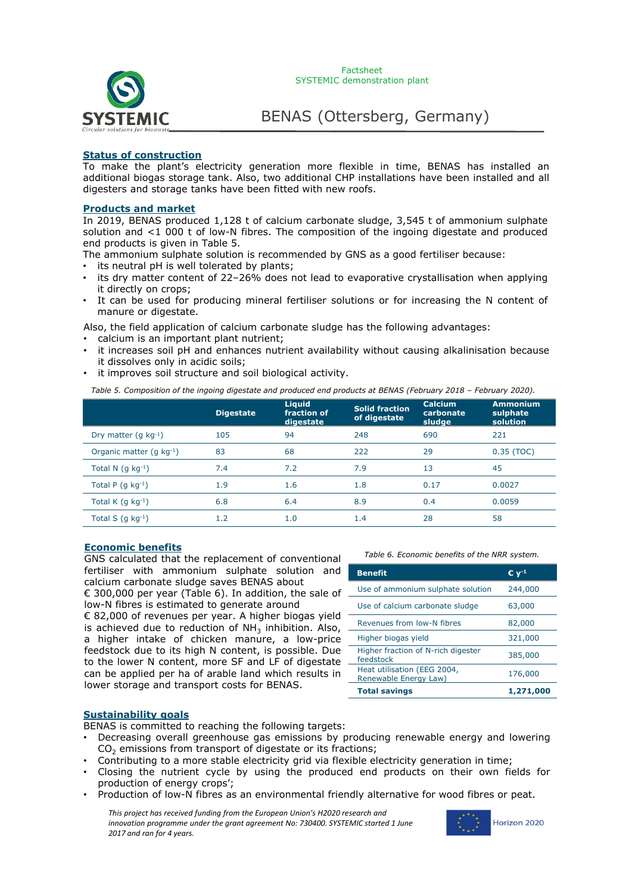Factsheet
SYSTEMIC demonstration plant

# BENAS (Ottersberg, Germany)

## Status of construction

To make the plant's electricity generation more flexible in time, BENAS has installed an additional biogas storage tank. Also, two additional CHP installations have been installed and all digesters and storage tanks have been fitted with new roofs.

## Products and market

In 2019, BENAS produced 1,128 t of calcium carbonate sludge, 3,545 t of ammonium sulphate solution and <1 000 t of low-N fibres. The composition of the ingoing digestate and produced end products is given in Table 5.

The ammonium sulphate solution is recommended by GNS as a good fertiliser because:

- its neutral pH is well tolerated by plants;
- its dry matter content of 22–26% does not lead to evaporative crystallisation when applying it directly on crops;
- It can be used for producing mineral fertiliser solutions or for increasing the N content of manure or digestate.

Also, the field application of calcium carbonate sludge has the following advantages:

- calcium is an important plant nutrient;
- it increases soil pH and enhances nutrient availability without causing alkalinisation because it dissolves only in acidic soils;
- it improves soil structure and soil biological activity.

*Table 5. Composition of the ingoing digestate and produced end products at BENAS (February 2018 – February 2020).*

| | Digestate | Liquid fraction of digestate | Solid fraction of digestate | Calcium carbonate sludge | Ammonium sulphate solution |
|---|---|---|---|---|---|
| Dry matter (g kg$^{-1}$) | 105 | 94 | 248 | 690 | 221 |
| Organic matter (g kg$^{-1}$) | 83 | 68 | 222 | 29 | 0.35 (TOC) |
| Total N (g kg$^{-1}$) | 7.4 | 7.2 | 7.9 | 13 | 45 |
| Total P (g kg$^{-1}$) | 1.9 | 1.6 | 1.8 | 0.17 | 0.0027 |
| Total K (g kg$^{-1}$) | 6.8 | 6.4 | 8.9 | 0.4 | 0.0059 |
| Total S (g kg$^{-1}$) | 1.2 | 1.0 | 1.4 | 28 | 58 |

## Economic benefits

GNS calculated that the replacement of conventional fertiliser with ammonium sulphate solution and calcium carbonate sludge saves BENAS about € 300,000 per year (Table 6). In addition, the sale of low-N fibres is estimated to generate around € 82,000 of revenues per year. A higher biogas yield is achieved due to reduction of $NH_3$ inhibition. Also, a higher intake of chicken manure, a low-price feedstock due to its high N content, is possible. Due to the lower N content, more SF and LF of digestate can be applied per ha of arable land which results in lower storage and transport costs for BENAS.

*Table 6. Economic benefits of the NRR system.*

| Benefit | € y$^{-1}$ |
|---|---|
| Use of ammonium sulphate solution | 244,000 |
| Use of calcium carbonate sludge | 63,000 |
| Revenues from low-N fibres | 82,000 |
| Higher biogas yield | 321,000 |
| Higher fraction of N-rich digester feedstock | 385,000 |
| Heat utilisation (EEG 2004, Renewable Energy Law) | 176,000 |
| **Total savings** | **1,271,000** |

## Sustainability goals

BENAS is committed to reaching the following targets:

- Decreasing overall greenhouse gas emissions by producing renewable energy and lowering $CO_2$ emissions from transport of digestate or its fractions;
- Contributing to a more stable electricity grid via flexible electricity generation in time;
- Closing the nutrient cycle by using the produced end products on their own fields for production of energy crops';
- Production of low-N fibres as an environmental friendly alternative for wood fibres or peat.

*This project has received funding from the European Union's H2020 research and innovation programme under the grant agreement No: 730400. SYSTEMIC started 1 June 2017 and ran for 4 years.*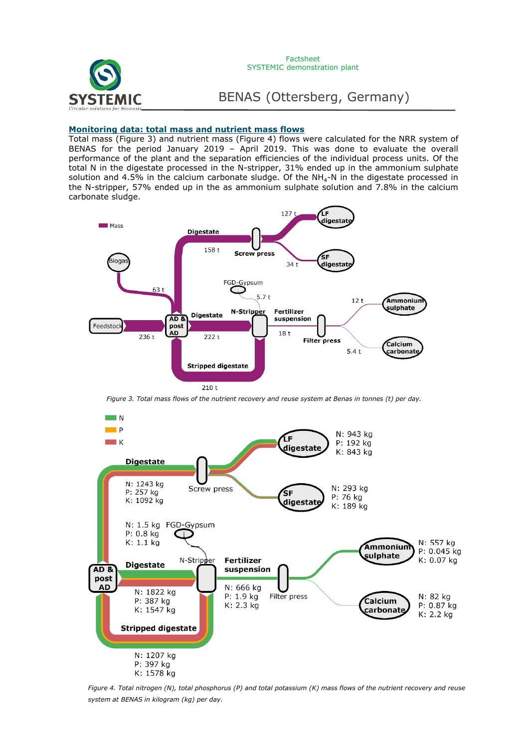## Monitoring data: total mass and nutrient mass flows

Total mass (Figure 3) and nutrient mass (Figure 4) flows were calculated for the NRR system of BENAS for the period January 2019 – April 2019. This was done to evaluate the overall performance of the plant and the separation efficiencies of the individual process units. Of the total N in the digestate processed in the N-stripper, 31% ended up in the ammonium sulphate solution and 4.5% in the calcium carbonate sludge. Of the $NH_4$-N in the digestate processed in the N-stripper, 57% ended up in the as ammonium sulphate solution and 7.8% in the calcium carbonate sludge.

*Figure 3. Total mass flows of the nutrient recovery and reuse system at Benas in tonnes (t) per day.*

*Figure 4. Total nitrogen (N), total phosphorus (P) and total potassium (K) mass flows of the nutrient recovery and reuse system at BENAS in kilogram (kg) per day.*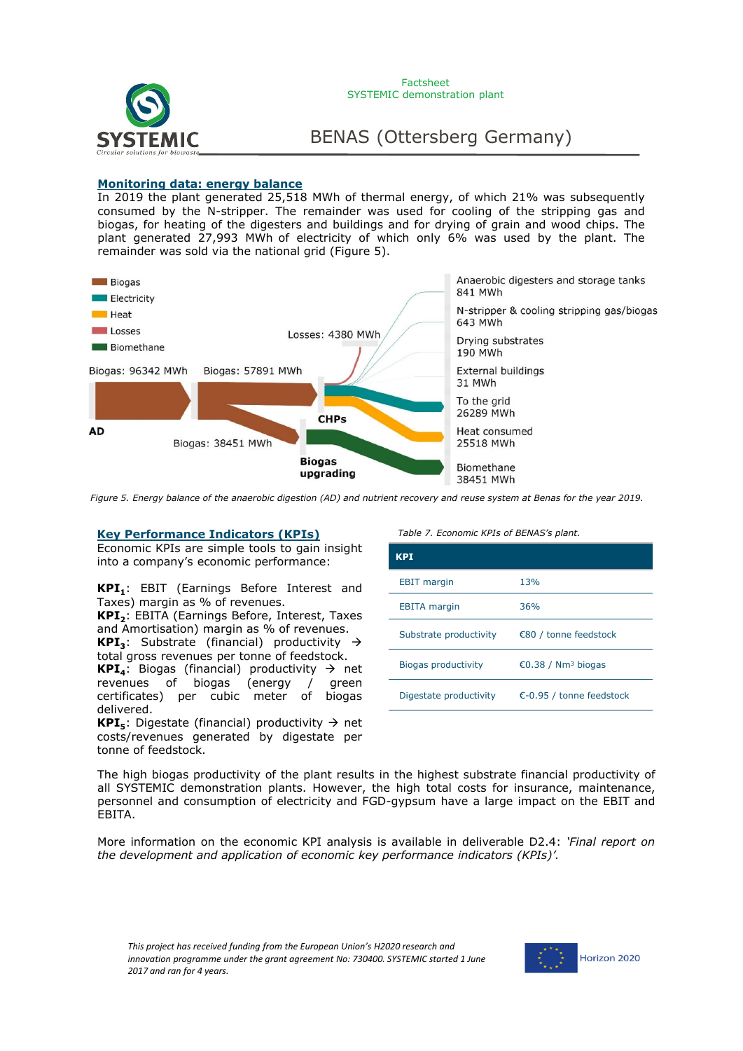Factsheet
SYSTEMIC demonstration plant

# BENAS (Ottersberg Germany)

## Monitoring data: energy balance

In 2019 the plant generated 25,518 MWh of thermal energy, of which 21% was subsequently consumed by the N-stripper. The remainder was used for cooling of the stripping gas and biogas, for heating of the digesters and buildings and for drying of grain and wood chips. The plant generated 27,993 MWh of electricity of which only 6% was used by the plant. The remainder was sold via the national grid (Figure 5).

Biogas
Electricity
Heat
Losses
Biomethane

Biogas: 96342 MWh
Biogas: 57891 MWh
Losses: 4380 MWh
AD
CHPs
Biogas: 38451 MWh
Biogas upgrading

Anaerobic digesters and storage tanks
841 MWh
N-stripper & cooling stripping gas/biogas
643 MWh
Drying substrates
190 MWh
External buildings
31 MWh
To the grid
26289 MWh
Heat consumed
25518 MWh
Biomethane
38451 MWh

*Figure 5. Energy balance of the anaerobic digestion (AD) and nutrient recovery and reuse system at Benas for the year 2019.*

## Key Performance Indicators (KPIs)

Economic KPIs are simple tools to gain insight into a company's economic performance:

**$KPI_1$**: EBIT (Earnings Before Interest and Taxes) margin as % of revenues.
**$KPI_2$**: EBITA (Earnings Before, Interest, Taxes and Amortisation) margin as % of revenues.
**$KPI_3$**: Substrate (financial) productivity → total gross revenues per tonne of feedstock.
**$KPI_4$**: Biogas (financial) productivity → net revenues of biogas (energy / green certificates) per cubic meter of biogas delivered.
**$KPI_5$**: Digestate (financial) productivity → net costs/revenues generated by digestate per tonne of feedstock.

*Table 7. Economic KPIs of BENAS's plant.*

| KPI | |
|---|---|
| EBIT margin | 13% |
| EBITA margin | 36% |
| Substrate productivity | €80 / tonne feedstock |
| Biogas productivity | €0.38 / Nm³ biogas |
| Digestate productivity | €-0.95 / tonne feedstock |

The high biogas productivity of the plant results in the highest substrate financial productivity of all SYSTEMIC demonstration plants. However, the high total costs for insurance, maintenance, personnel and consumption of electricity and FGD-gypsum have a large impact on the EBIT and EBITA.

More information on the economic KPI analysis is available in deliverable D2.4: *'Final report on the development and application of economic key performance indicators (KPIs)'.*

*This project has received funding from the European Union's H2020 research and innovation programme under the grant agreement No: 730400. SYSTEMIC started 1 June 2017 and ran for 4 years.*

Horizon 2020